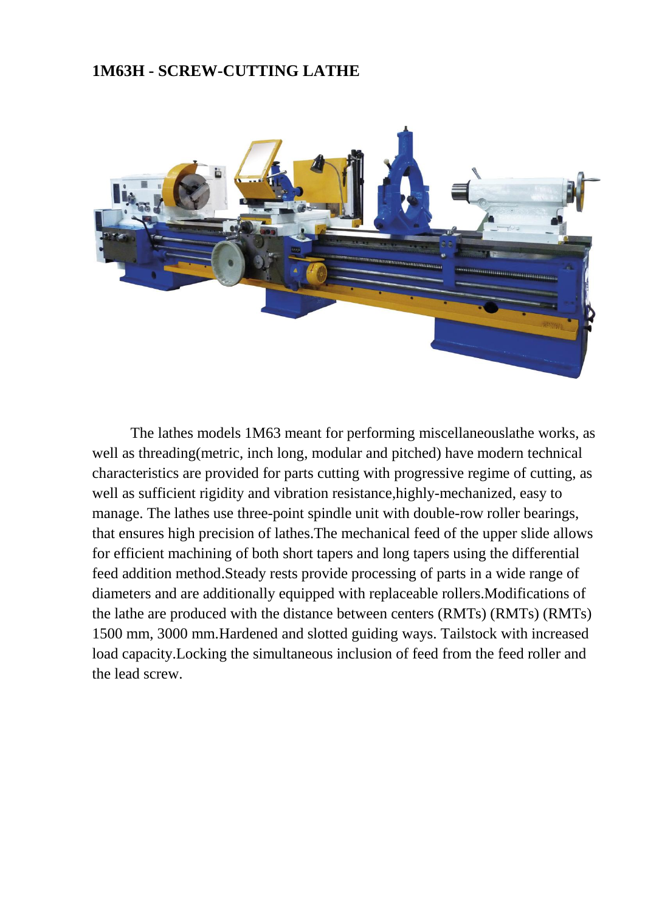**1M63H - SCREW-CUTTING LATHE**

The lathes models 1M63 meant for performing miscellaneouslathe works, as well as threading(metric, inch long, modular and pitched) have modern technical characteristics are provided for parts cutting with progressive regime of cutting, as well as sufficient rigidity and vibration resistance,highly-mechanized, easy to manage. The lathes use three-point spindle unit with double-row roller bearings, that ensures high precision of lathes.The mechanical feed of the upper slide allows for efficient machining of both short tapers and long tapers using the differential feed addition method.Steady rests provide processing of parts in a wide range of diameters and are additionally equipped with replaceable rollers.Modifications of the lathe are produced with the distance between centers (RMTs) (RMTs) (RMTs) 1500 mm, 3000 mm.Hardened and slotted guiding ways. Tailstock with increased load capacity.Locking the simultaneous inclusion of feed from the feed roller and the lead screw.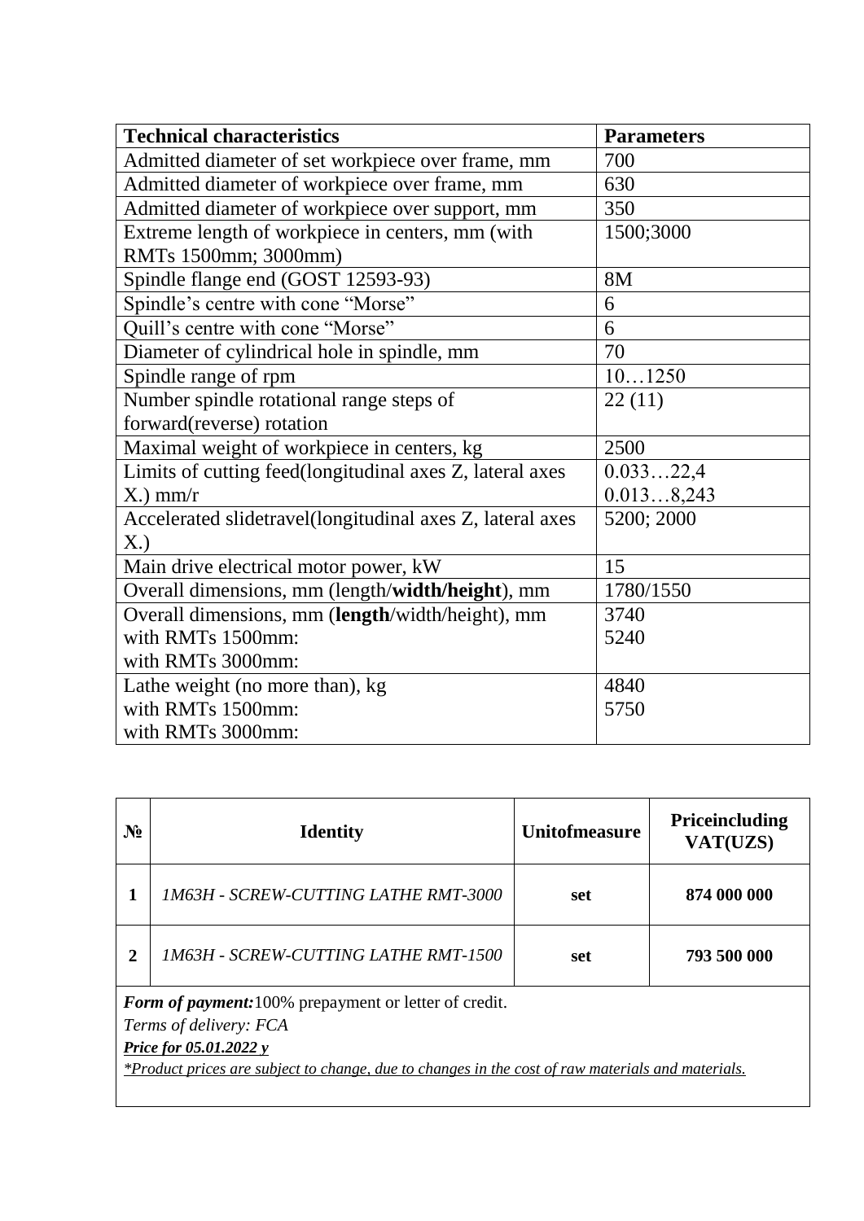| **Technical characteristics** | **Parameters** |
|---|---|
| Admitted diameter of set workpiece over frame, mm | 700 |
| Admitted diameter of workpiece over frame, mm | 630 |
| Admitted diameter of workpiece over support, mm | 350 |
| Extreme length of workpiece in centers, mm (with RMTs 1500mm; 3000mm) | 1500;3000 |
| Spindle flange end (GOST 12593-93) | 8M |
| Spindle's centre with cone "Morse" | 6 |
| Quill's centre with cone "Morse" | 6 |
| Diameter of cylindrical hole in spindle, mm | 70 |
| Spindle range of rpm | 10…1250 |
| Number spindle rotational range steps of forward(reverse) rotation | 22 (11) |
| Maximal weight of workpiece in centers, kg | 2500 |
| Limits of cutting feed(longitudinal axes Z, lateral axes X.) mm/r | 0.033…22,4<br>0.013…8,243 |
| Accelerated slidetravel(longitudinal axes Z, lateral axes X.) | 5200; 2000 |
| Main drive electrical motor power, kW | 15 |
| Overall dimensions, mm (length/**width/height**), mm | 1780/1550 |
| Overall dimensions, mm (**length**/width/height), mm<br>with RMTs 1500mm:<br>with RMTs 3000mm: | 3740<br>5240 |
| Lathe weight (no more than), kg<br>with RMTs 1500mm:<br>with RMTs 3000mm: | 4840<br>5750 |

| **№** | **Identity** | **Unitofmeasure** | **Priceincluding VAT(UZS)** |
|---|---|---|---|
| **1** | *1M63H - SCREW-CUTTING LATHE RMT-3000* | **set** | **874 000 000** |
| **2** | *1M63H - SCREW-CUTTING LATHE RMT-1500* | **set** | **793 500 000** |

***Form of payment:***100% prepayment or letter of credit.

*Terms of delivery: FCA*

***Price for 05.01.2022 y***

**Product prices are subject to change, due to changes in the cost of raw materials and materials.*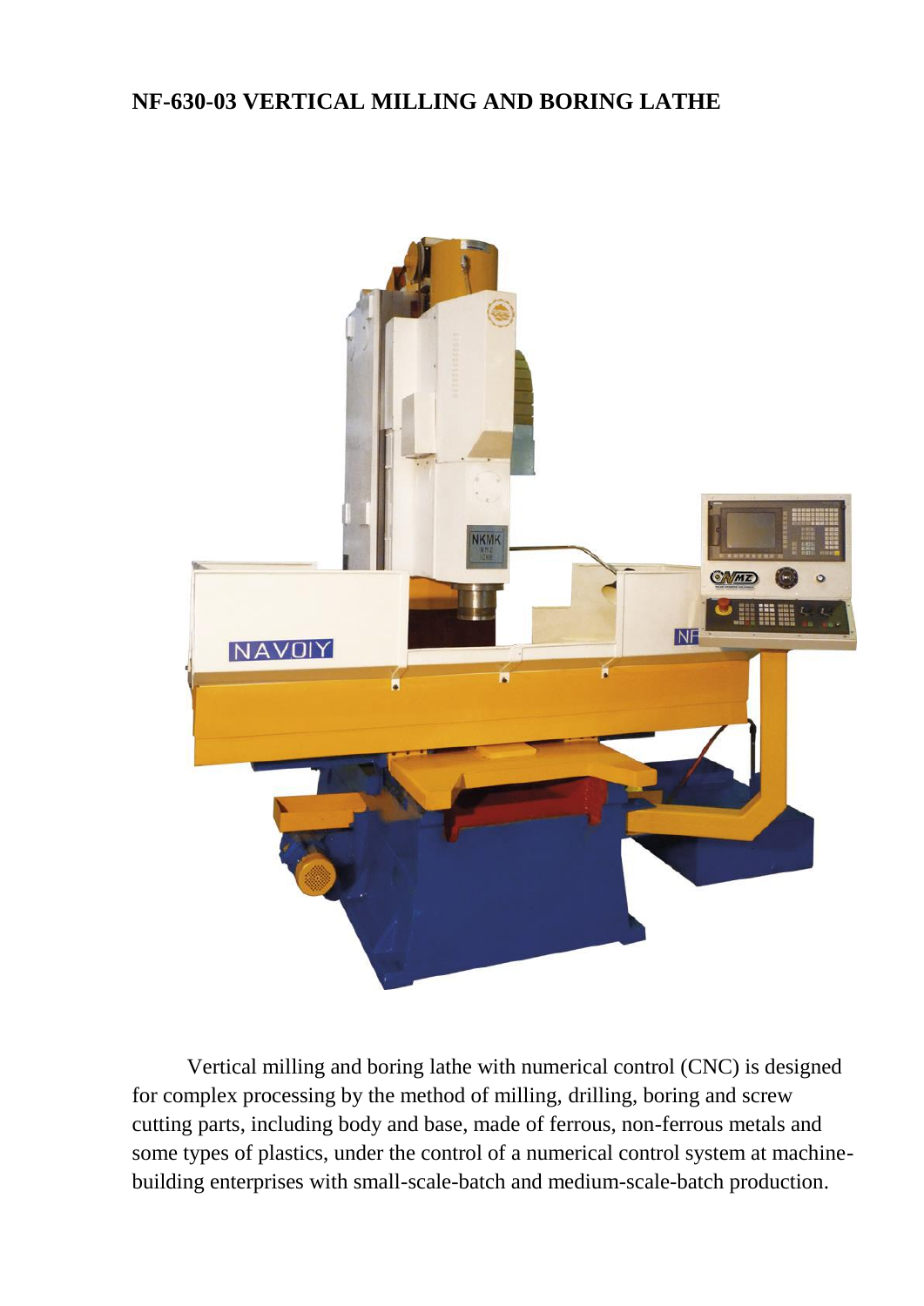# NF-630-03 VERTICAL MILLING AND BORING LATHE

Vertical milling and boring lathe with numerical control (CNC) is designed for complex processing by the method of milling, drilling, boring and screw cutting parts, including body and base, made of ferrous, non-ferrous metals and some types of plastics, under the control of a numerical control system at machine-building enterprises with small-scale-batch and medium-scale-batch production.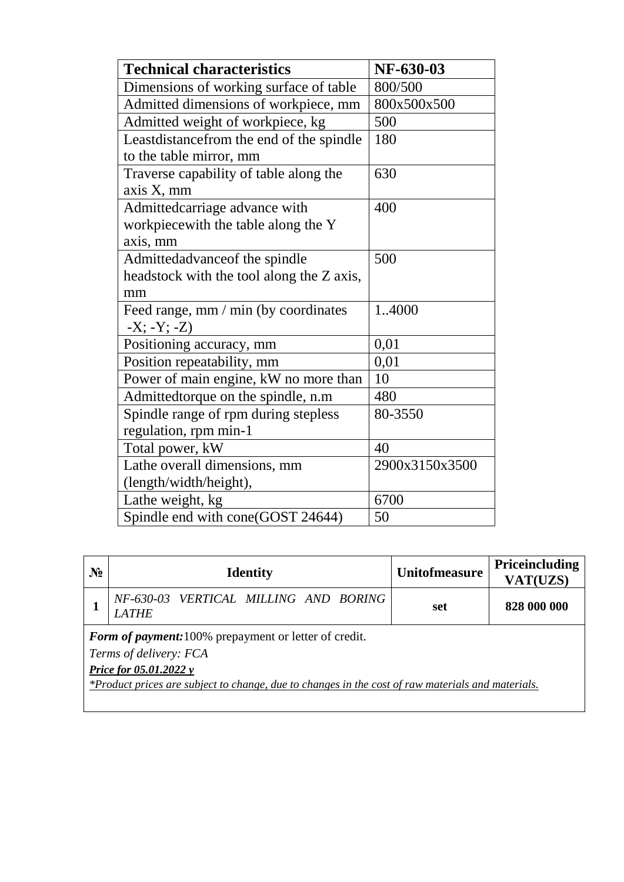| **Technical characteristics** | **NF-630-03** |
| --- | --- |
| Dimensions of working surface of table | 800/500 |
| Admitted dimensions of workpiece, mm | 800x500x500 |
| Admitted weight of workpiece, kg | 500 |
| Leastdistancefrom the end of the spindle to the table mirror, mm | 180 |
| Traverse capability of table along the axis X, mm | 630 |
| Admittedcarriage advance with workpiecewith the table along the Y axis, mm | 400 |
| Admittedadvanceof the spindle headstock with the tool along the Z axis, mm | 500 |
| Feed range, mm / min (by coordinates -X; -Y; -Z) | 1..4000 |
| Positioning accuracy, mm | 0,01 |
| Position repeatability, mm | 0,01 |
| Power of main engine, kW no more than | 10 |
| Admittedtorque on the spindle, n.m | 480 |
| Spindle range of rpm during stepless regulation, rpm min-1 | 80-3550 |
| Total power, kW | 40 |
| Lathe overall dimensions, mm (length/width/height), | 2900x3150x3500 |
| Lathe weight, kg | 6700 |
| Spindle end with cone(GOST 24644) | 50 |

| **№** | **Identity** | **Unitofmeasure** | **Priceincluding VAT(UZS)** |
| --- | --- | --- | --- |
| **1** | *NF-630-03 VERTICAL MILLING AND BORING LATHE* | **set** | **828 000 000** |

***Form of payment:***100% prepayment or letter of credit.

*Terms of delivery: FCA*

***Price for 05.01.2022 y***

*\*Product prices are subject to change, due to changes in the cost of raw materials and materials.*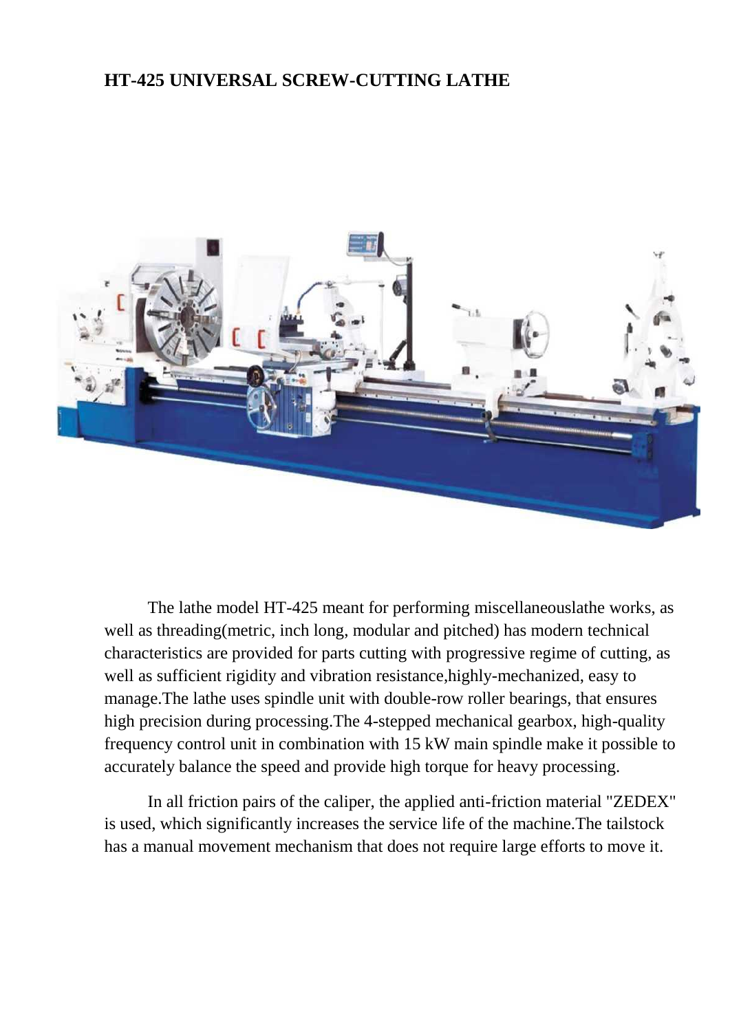**HT-425 UNIVERSAL SCREW-CUTTING LATHE**

The lathe model HT-425 meant for performing miscellaneouslathe works, as well as threading(metric, inch long, modular and pitched) has modern technical characteristics are provided for parts cutting with progressive regime of cutting, as well as sufficient rigidity and vibration resistance,highly-mechanized, easy to manage.The lathe uses spindle unit with double-row roller bearings, that ensures high precision during processing.The 4-stepped mechanical gearbox, high-quality frequency control unit in combination with 15 kW main spindle make it possible to accurately balance the speed and provide high torque for heavy processing.

In all friction pairs of the caliper, the applied anti-friction material "ZEDEX" is used, which significantly increases the service life of the machine.The tailstock has a manual movement mechanism that does not require large efforts to move it.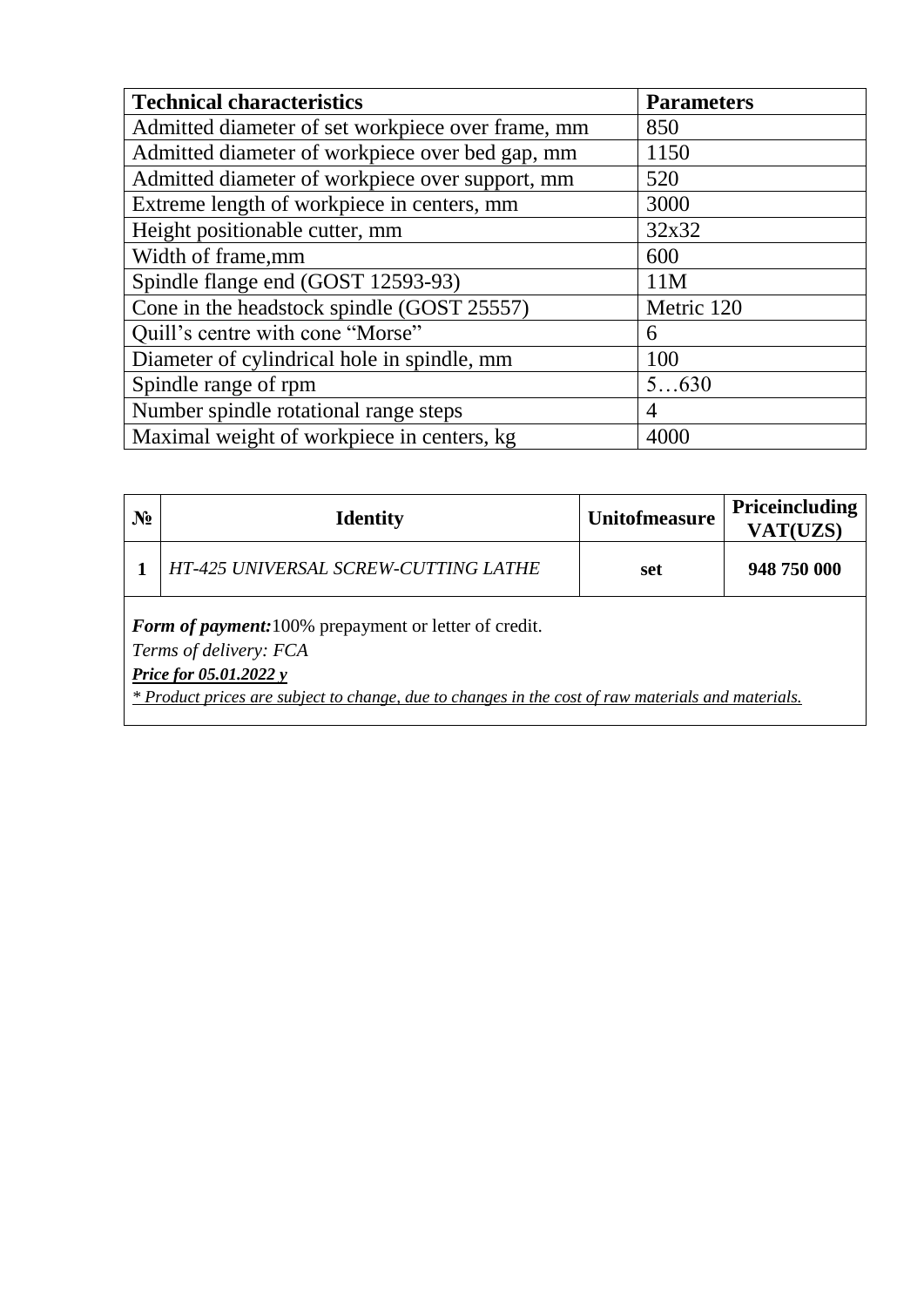| Technical characteristics | Parameters |
|---|---|
| Admitted diameter of set workpiece over frame, mm | 850 |
| Admitted diameter of workpiece over bed gap, mm | 1150 |
| Admitted diameter of workpiece over support, mm | 520 |
| Extreme length of workpiece in centers, mm | 3000 |
| Height positionable cutter, mm | 32x32 |
| Width of frame,mm | 600 |
| Spindle flange end (GOST 12593-93) | 11M |
| Cone in the headstock spindle (GOST 25557) | Metric 120 |
| Quill's centre with cone "Morse" | 6 |
| Diameter of cylindrical hole in spindle, mm | 100 |
| Spindle range of rpm | 5…630 |
| Number spindle rotational range steps | 4 |
| Maximal weight of workpiece in centers, kg | 4000 |

| № | Identity | Unitofmeasure | Priceincluding VAT(UZS) |
|---|---|---|---|
| **1** | *HT-425 UNIVERSAL SCREW-CUTTING LATHE* | **set** | **948 750 000** |

***Form of payment:***100% prepayment or letter of credit.

*Terms of delivery: FCA*

***Price for 05.01.2022 y***

*\* Product prices are subject to change, due to changes in the cost of raw materials and materials.*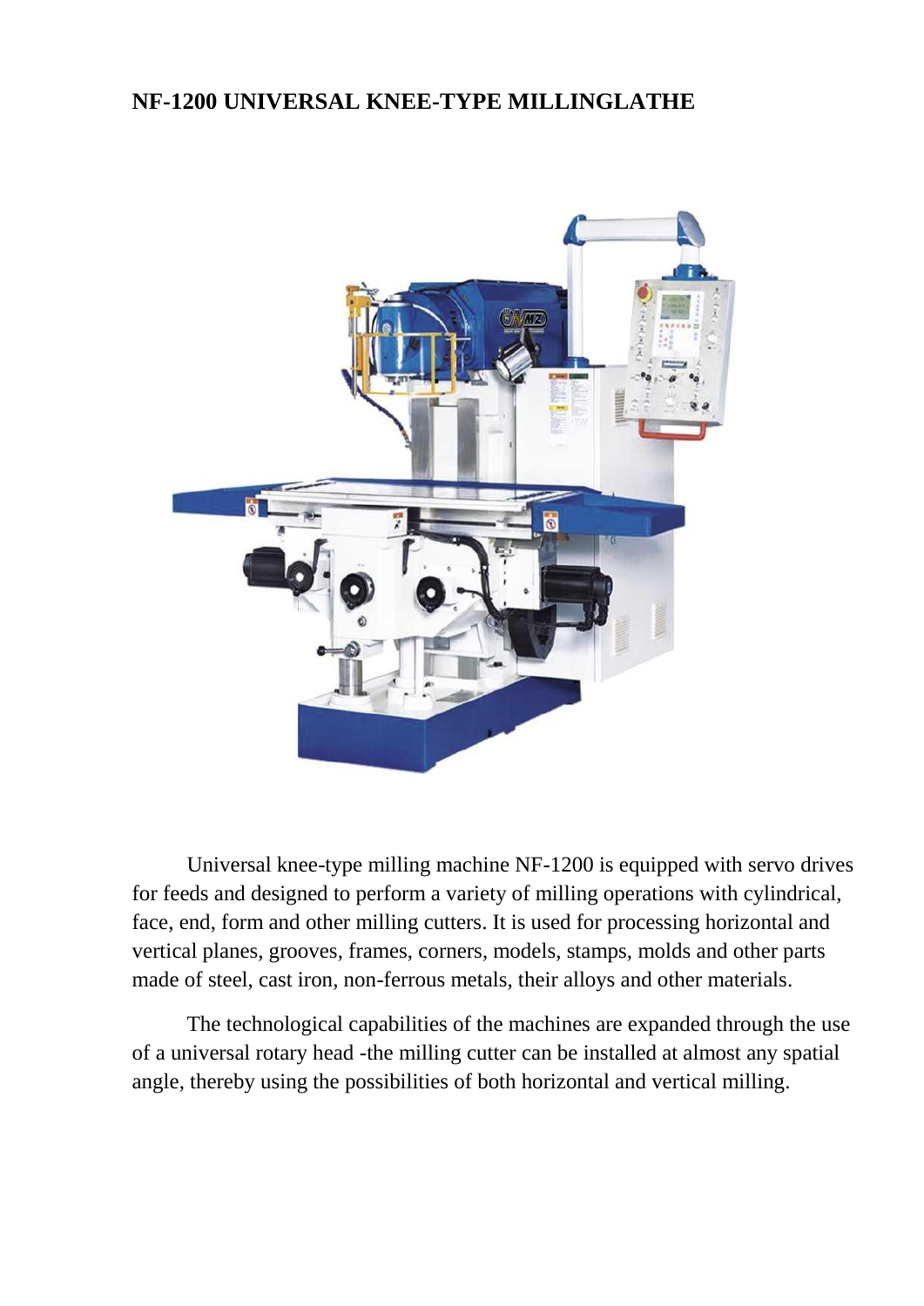## NF-1200 UNIVERSAL KNEE-TYPE MILLINGLATHE

Universal knee-type milling machine NF-1200 is equipped with servo drives for feeds and designed to perform a variety of milling operations with cylindrical, face, end, form and other milling cutters. It is used for processing horizontal and vertical planes, grooves, frames, corners, models, stamps, molds and other parts made of steel, cast iron, non-ferrous metals, their alloys and other materials.

The technological capabilities of the machines are expanded through the use of a universal rotary head -the milling cutter can be installed at almost any spatial angle, thereby using the possibilities of both horizontal and vertical milling.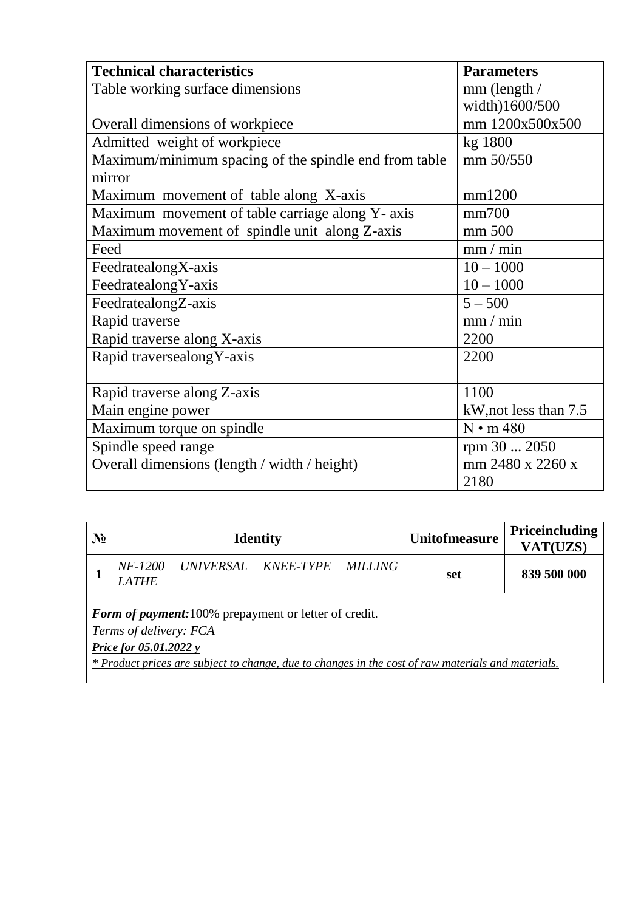| Technical characteristics | Parameters |
|---|---|
| Table working surface dimensions | mm (length / width)1600/500 |
| Overall dimensions of workpiece | mm 1200x500x500 |
| Admitted weight of workpiece | kg 1800 |
| Maximum/minimum spacing of the spindle end from table mirror | mm 50/550 |
| Maximum movement of table along X-axis | mm1200 |
| Maximum movement of table carriage along Y- axis | mm700 |
| Maximum movement of spindle unit along Z-axis | mm 500 |
| Feed | mm / min |
| FeedratealongX-axis | 10 – 1000 |
| FeedratealongY-axis | 10 – 1000 |
| FeedratealongZ-axis | 5 – 500 |
| Rapid traverse | mm / min |
| Rapid traverse along X-axis | 2200 |
| Rapid traversealongY-axis | 2200 |
| Rapid traverse along Z-axis | 1100 |
| Main engine power | kW,not less than 7.5 |
| Maximum torque on spindle | N • m 480 |
| Spindle speed range | rpm 30 ... 2050 |
| Overall dimensions (length / width / height) | mm 2480 x 2260 x 2180 |

| № | Identity | Unitofmeasure | Priceincluding VAT(UZS) |
|---|---|---|---|
| **1** | *NF-1200 UNIVERSAL KNEE-TYPE MILLING LATHE* | **set** | **839 500 000** |

***Form of payment:***100% prepayment or letter of credit.

*Terms of delivery: FCA*

***Price for 05.01.2022 y***

*\* Product prices are subject to change, due to changes in the cost of raw materials and materials.*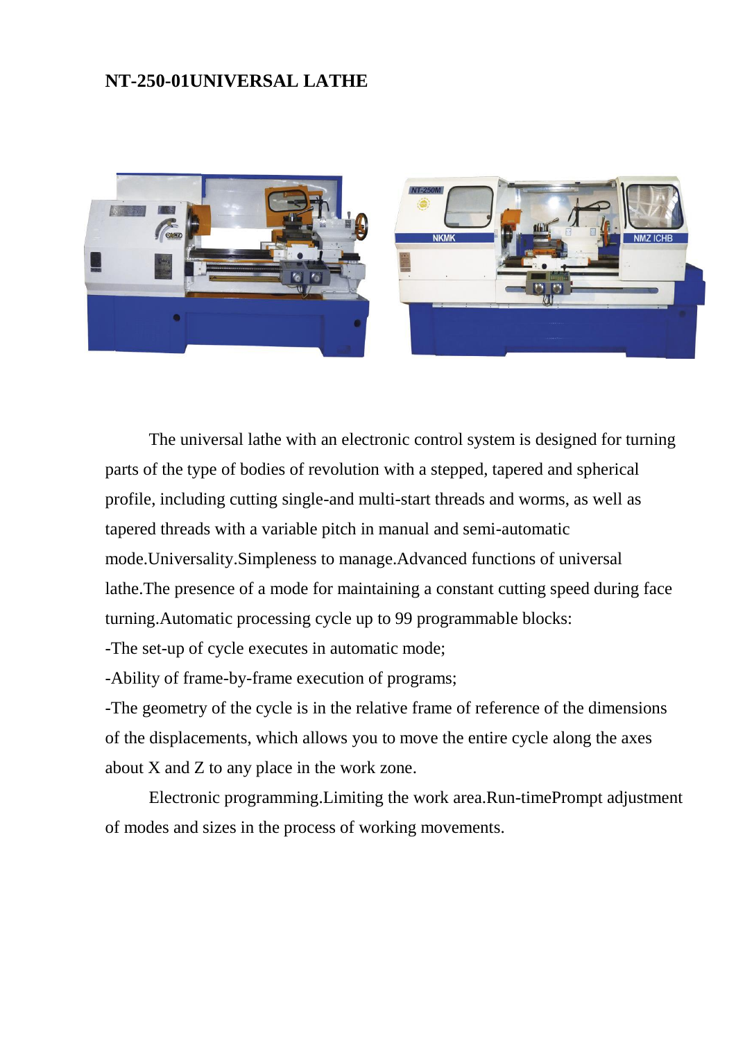## NT-250-01UNIVERSAL LATHE

The universal lathe with an electronic control system is designed for turning parts of the type of bodies of revolution with a stepped, tapered and spherical profile, including cutting single-and multi-start threads and worms, as well as tapered threads with a variable pitch in manual and semi-automatic mode.Universality.Simpleness to manage.Advanced functions of universal lathe.The presence of a mode for maintaining a constant cutting speed during face turning.Automatic processing cycle up to 99 programmable blocks:

-The set-up of cycle executes in automatic mode;

-Ability of frame-by-frame execution of programs;

-The geometry of the cycle is in the relative frame of reference of the dimensions of the displacements, which allows you to move the entire cycle along the axes about X and Z to any place in the work zone.

Electronic programming.Limiting the work area.Run-timePrompt adjustment of modes and sizes in the process of working movements.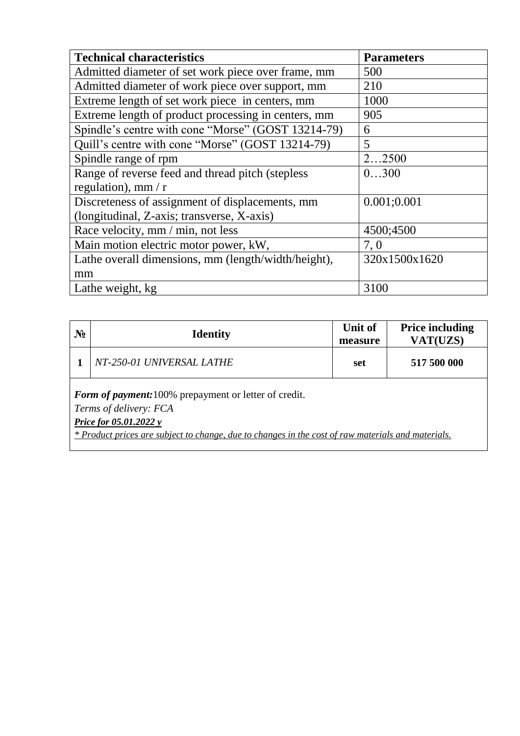| **Technical characteristics** | **Parameters** |
|---|---|
| Admitted diameter of set work piece over frame, mm | 500 |
| Admitted diameter of work piece over support, mm | 210 |
| Extreme length of set work piece in centers, mm | 1000 |
| Extreme length of product processing in centers, mm | 905 |
| Spindle's centre with cone "Morse" (GOST 13214-79) | 6 |
| Quill's centre with cone "Morse" (GOST 13214-79) | 5 |
| Spindle range of rpm | 2…2500 |
| Range of reverse feed and thread pitch (stepless regulation), mm / r | 0…300 |
| Discreteness of assignment of displacements, mm (longitudinal, Z-axis; transverse, X-axis) | 0.001;0.001 |
| Race velocity, mm / min, not less | 4500;4500 |
| Main motion electric motor power, kW, | 7, 0 |
| Lathe overall dimensions, mm (length/width/height), mm | 320x1500x1620 |
| Lathe weight, kg | 3100 |

| **№** | **Identity** | **Unit of measure** | **Price including VAT(UZS)** |
|---|---|---|---|
| **1** | *NT-250-01 UNIVERSAL LATHE* | **set** | **517 500 000** |

***Form of payment:***100% prepayment or letter of credit.

*Terms of delivery: FCA*

***Price for 05.01.2022 y***

*\* Product prices are subject to change, due to changes in the cost of raw materials and materials.*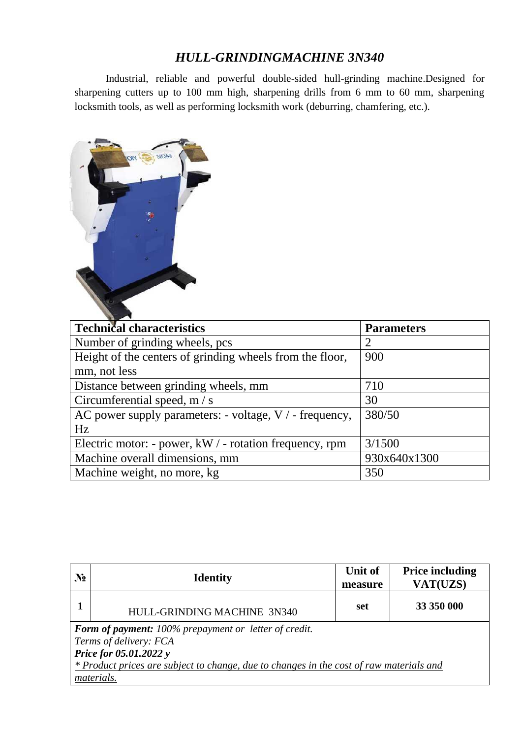# *HULL-GRINDINGMACHINE 3N340*

Industrial, reliable and powerful double-sided hull-grinding machine.Designed for sharpening cutters up to 100 mm high, sharpening drills from 6 mm to 60 mm, sharpening locksmith tools, as well as performing locksmith work (deburring, chamfering, etc.).

| **Technical characteristics** | **Parameters** |
|---|---|
| Number of grinding wheels, pcs | 2 |
| Height of the centers of grinding wheels from the floor, mm, not less | 900 |
| Distance between grinding wheels, mm | 710 |
| Circumferential speed, m / s | 30 |
| AC power supply parameters: - voltage, V / - frequency, Hz | 380/50 |
| Electric motor: - power, kW / - rotation frequency, rpm | 3/1500 |
| Machine overall dimensions, mm | 930x640x1300 |
| Machine weight, no more, kg | 350 |

| **№** | **Identity** | **Unit of measure** | **Price including VAT(UZS)** |
|---|---|---|---|
| **1** | HULL-GRINDING MACHINE 3N340 | **set** | **33 350 000** |

***Form of payment:*** *100% prepayment or letter of credit.*
*Terms of delivery: FCA*
***Price for 05.01.2022 y***
*\* Product prices are subject to change, due to changes in the cost of raw materials and materials.*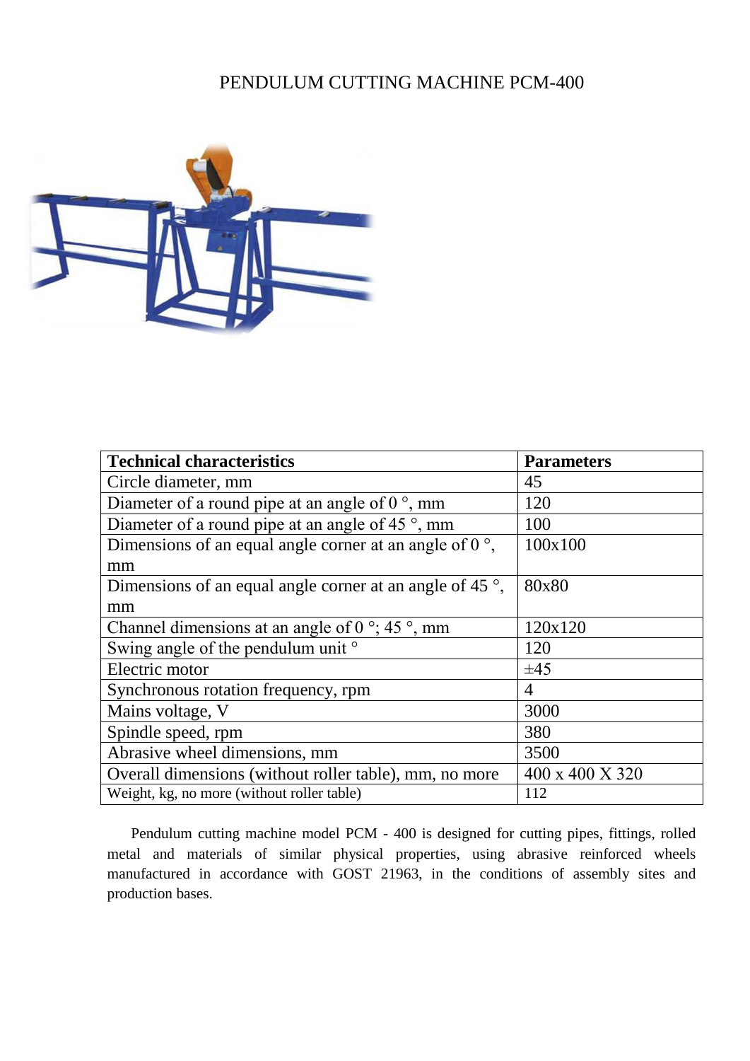# PENDULUM CUTTING MACHINE PCM-400

| Technical characteristics | Parameters |
|---|---|
| Circle diameter, mm | 45 |
| Diameter of a round pipe at an angle of 0 °, mm | 120 |
| Diameter of a round pipe at an angle of 45 °, mm | 100 |
| Dimensions of an equal angle corner at an angle of 0 °, mm | 100x100 |
| Dimensions of an equal angle corner at an angle of 45 °, mm | 80x80 |
| Channel dimensions at an angle of 0 °; 45 °, mm | 120x120 |
| Swing angle of the pendulum unit ° | 120 |
| Electric motor | ±45 |
| Synchronous rotation frequency, rpm | 4 |
| Mains voltage, V | 3000 |
| Spindle speed, rpm | 380 |
| Abrasive wheel dimensions, mm | 3500 |
| Overall dimensions (without roller table), mm, no more | 400 x 400 X 320 |
| Weight, kg, no more (without roller table) | 112 |

Pendulum cutting machine model PCM - 400 is designed for cutting pipes, fittings, rolled metal and materials of similar physical properties, using abrasive reinforced wheels manufactured in accordance with GOST 21963, in the conditions of assembly sites and production bases.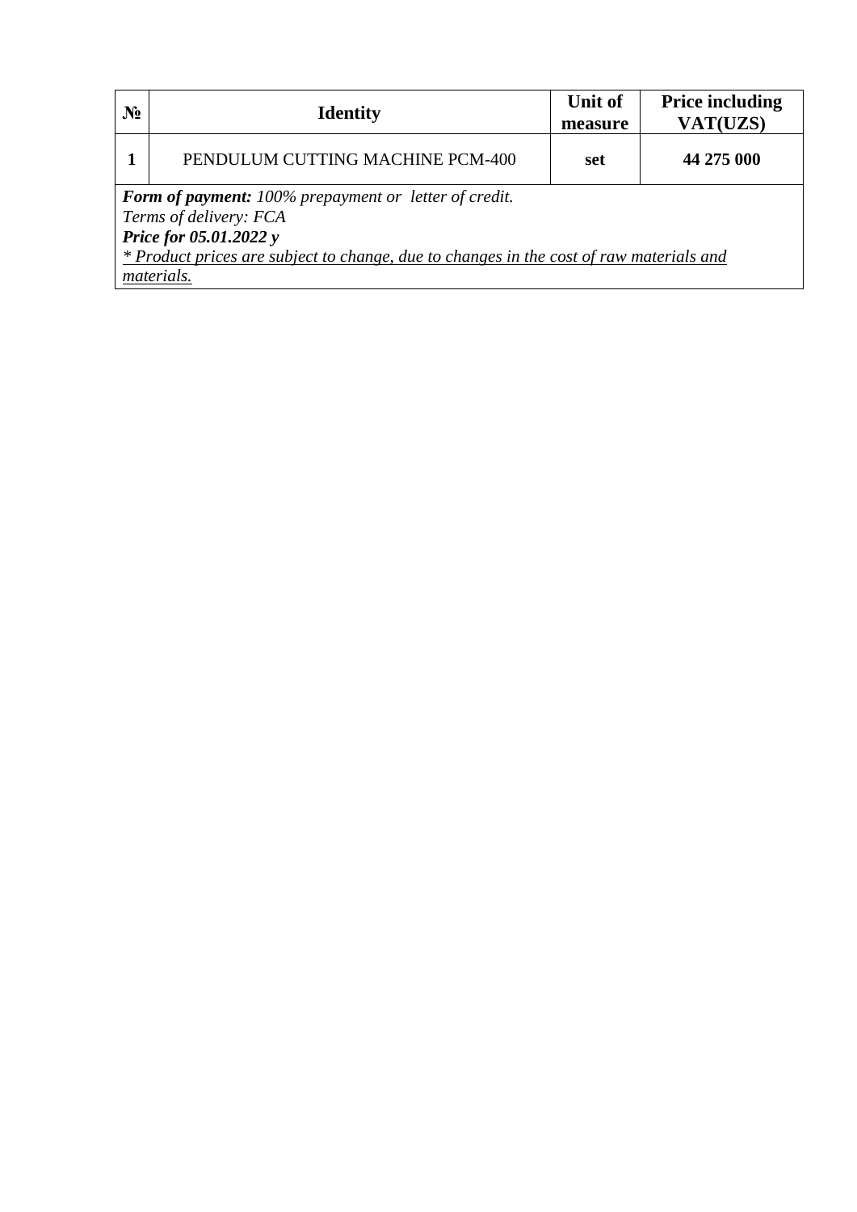| № | Identity | Unit of measure | Price including VAT(UZS) |
|---|---|---|---|
| 1 | PENDULUM CUTTING MACHINE PCM-400 | set | 44 275 000 |

***Form of payment:*** *100% prepayment or letter of credit.*
*Terms of delivery: FCA*
***Price for 05.01.2022 y***
*<u>* Product prices are subject to change, due to changes in the cost of raw materials and materials.</u>*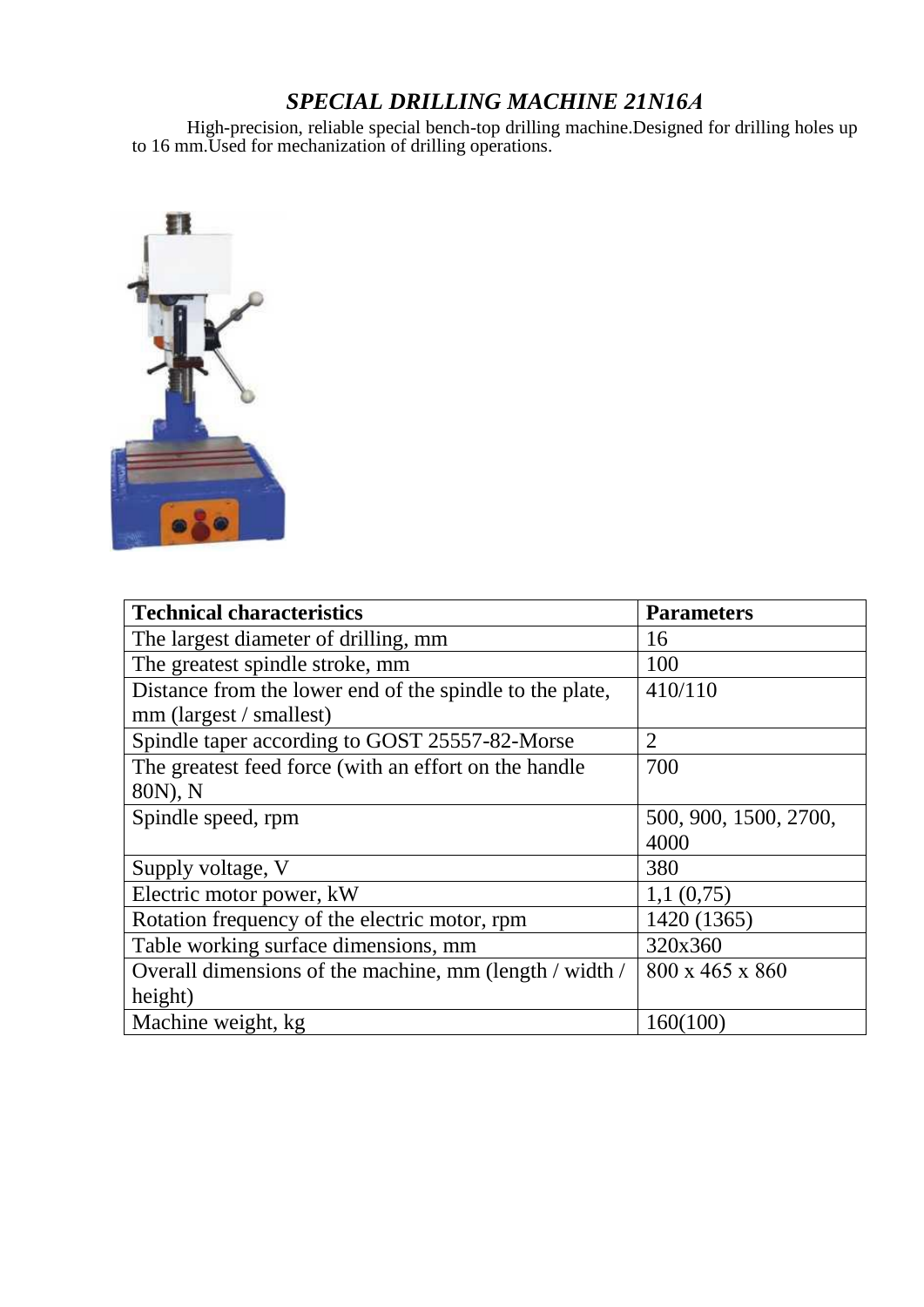# *SPECIAL DRILLING MACHINE 21N16A*

High-precision, reliable special bench-top drilling machine.Designed for drilling holes up to 16 mm.Used for mechanization of drilling operations.

| **Technical characteristics** | **Parameters** |
|---|---|
| The largest diameter of drilling, mm | 16 |
| The greatest spindle stroke, mm | 100 |
| Distance from the lower end of the spindle to the plate, mm (largest / smallest) | 410/110 |
| Spindle taper according to GOST 25557-82-Morse | 2 |
| The greatest feed force (with an effort on the handle 80N), N | 700 |
| Spindle speed, rpm | 500, 900, 1500, 2700, 4000 |
| Supply voltage, V | 380 |
| Electric motor power, kW | 1,1 (0,75) |
| Rotation frequency of the electric motor, rpm | 1420 (1365) |
| Table working surface dimensions, mm | 320x360 |
| Overall dimensions of the machine, mm (length / width / height) | 800 x 465 x 860 |
| Machine weight, kg | 160(100) |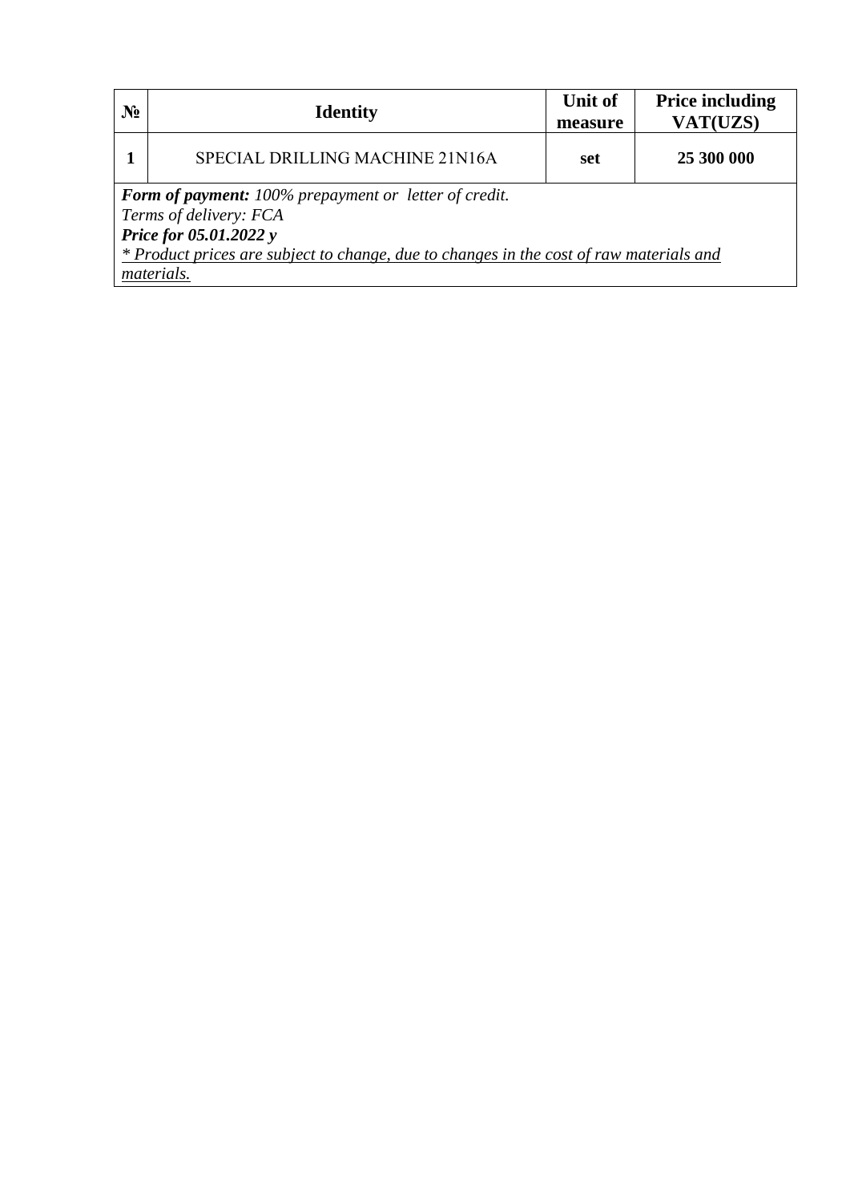| № | Identity | Unit of measure | Price including VAT(UZS) |
|---|---|---|---|
| **1** | SPECIAL DRILLING MACHINE 21N16A | **set** | **25 300 000** |

***Form of payment:*** *100% prepayment or letter of credit.*
*Terms of delivery: FCA*
***Price for 05.01.2022 y***
*<u>* Product prices are subject to change, due to changes in the cost of raw materials and materials.</u>*